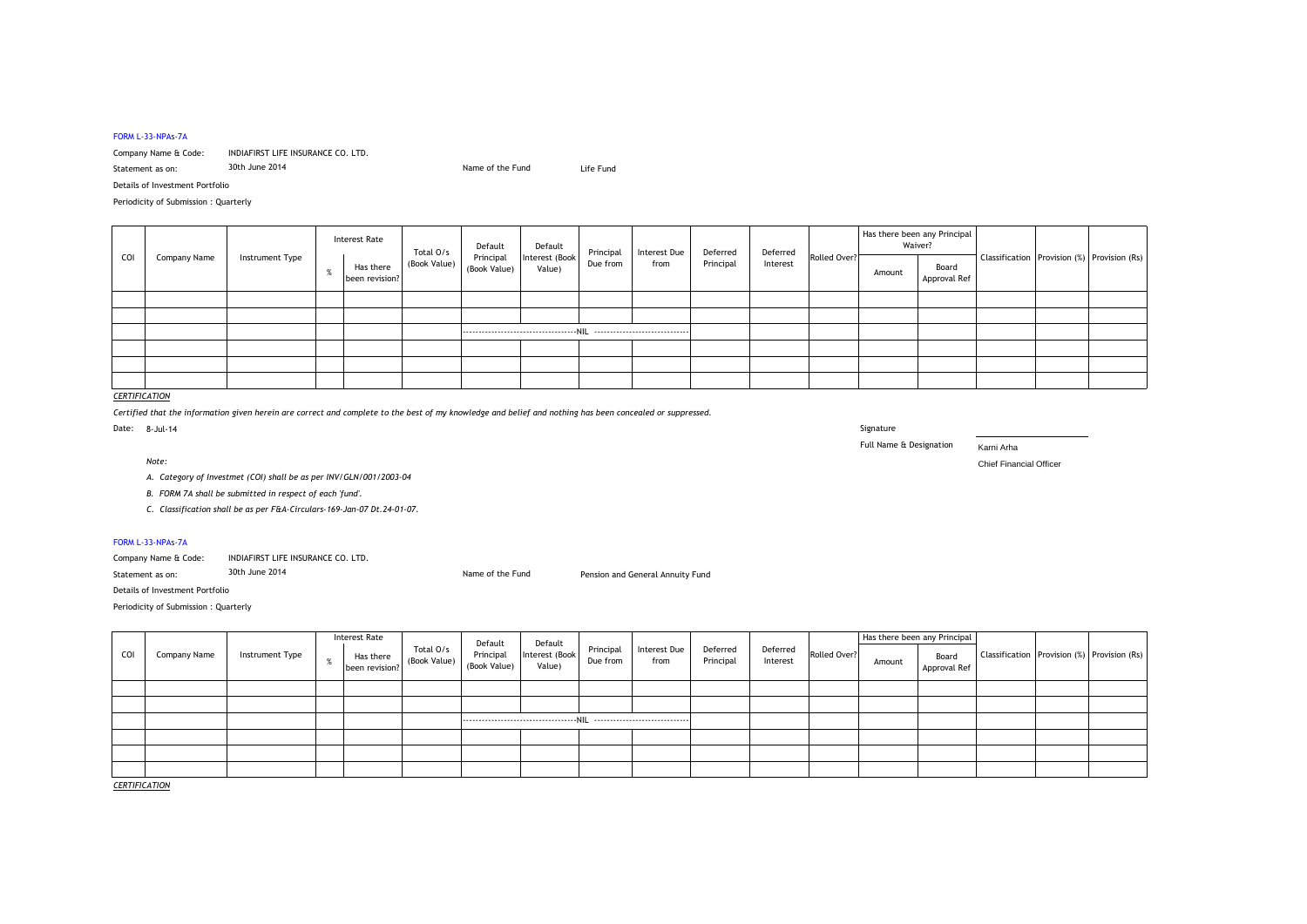FORM L-33-NPAs-7A

Company Name & Code: INDIAFIRST LIFE INSURANCE CO. LTD.

Statement as on: 30th June 2014 Name of the Fund Life Fund

Details of Investment Portfolio

Periodicity of Submission : Quarterly

| COI | Company Name | Instrument Type | Interest Rate | | Total O/s (Book Value) | Default Principal (Book Value) | Default Interest (Book Value) | Principal Due from | Interest Due from | Deferred Principal | Deferred Interest | Rolled Over? | Has there been any Principal Waiver? | | Classification | Provision (%) | Provision (Rs) |
|---|---|---|---|---|---|---|---|---|---|---|---|---|---|---|---|---|---|
| | | | % | Has there been revision? | | | | | | | | | Amount | Board Approval Ref | | | |
| | | | | | | | | | | | | | | | | | |
| | | | | | | | | | | | | | | | | | |
| | | | | | | ----------NIL---------- | | | | | | | | | | | |
| | | | | | | | | | | | | | | | | | |
| | | | | | | | | | | | | | | | | | |
| | | | | | | | | | | | | | | | | | |

*CERTIFICATION*

*Certified that the information given herein are correct and complete to the best of my knowledge and belief and nothing has been concealed or suppressed.*

Date: 8-Jul-14

Signature

Full Name & Designation Karni Arha

Chief Financial Officer

*Note:*

*A. Category of Investmet (COI) shall be as per INV/GLN/001/2003-04*

*B. FORM 7A shall be submitted in respect of each 'fund'.*

*C. Classification shall be as per F&A-Circulars-169-Jan-07 Dt.24-01-07.*

FORM L-33-NPAs-7A

Company Name & Code: INDIAFIRST LIFE INSURANCE CO. LTD.

Statement as on: 30th June 2014 Name of the Fund Pension and General Annuity Fund

Details of Investment Portfolio

Periodicity of Submission : Quarterly

| COI | Company Name | Instrument Type | Interest Rate | | Total O/s (Book Value) | Default Principal (Book Value) | Default Interest (Book Value) | Principal Due from | Interest Due from | Deferred Principal | Deferred Interest | Rolled Over? | Has there been any Principal | | Classification | Provision (%) | Provision (Rs) |
|---|---|---|---|---|---|---|---|---|---|---|---|---|---|---|---|---|---|
| | | | % | Has there been revision? | | | | | | | | | Amount | Board Approval Ref | | | |
| | | | | | | | | | | | | | | | | | |
| | | | | | | | | | | | | | | | | | |
| | | | | | | ----------NIL---------- | | | | | | | | | | | |
| | | | | | | | | | | | | | | | | | |
| | | | | | | | | | | | | | | | | | |
| | | | | | | | | | | | | | | | | | |

*CERTIFICATION*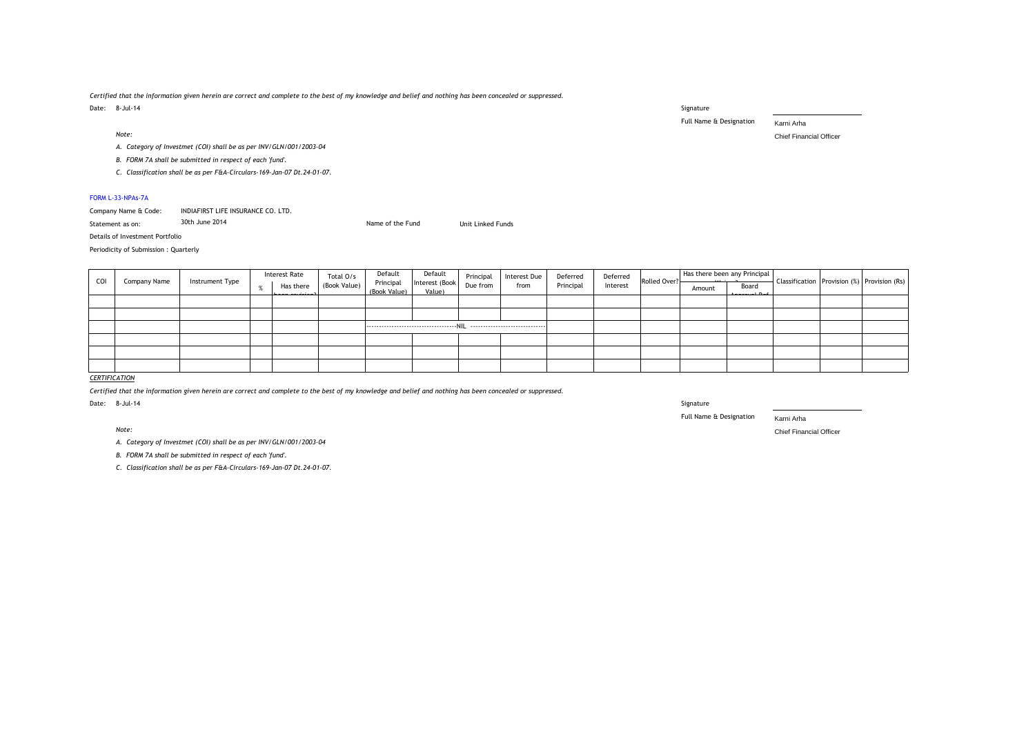*Certified that the information given herein are correct and complete to the best of my knowledge and belief and nothing has been concealed or suppressed.*

Date: 8-Jul-14

Signature

Full Name & Designation Karni Arha

Chief Financial Officer

*Note:*

*A. Category of Investmet (COI) shall be as per INV/GLN/001/2003-04*

*B. FORM 7A shall be submitted in respect of each 'fund'.*

*C. Classification shall be as per F&A-Circulars-169-Jan-07 Dt.24-01-07.*

FORM L-33-NPAs-7A

Company Name & Code: INDIAFIRST LIFE INSURANCE CO. LTD.

Statement as on: 30th June 2014

Name of the Fund Unit Linked Funds

Details of Investment Portfolio

Periodicity of Submission : Quarterly

| COI | Company Name | Instrument Type | Interest Rate | | Total O/s (Book Value) | Default Principal (Book Value) | Default Interest (Book Value) | Principal Due from | Interest Due from | Deferred Principal | Deferred Interest | Rolled Over? | Has there been any Principal Waiver? | | Classification | Provision (%) | Provision (Rs) |
|---|---|---|---|---|---|---|---|---|---|---|---|---|---|---|---|---|---|
| | | | % | Has there been revision? | | | | | | | | | Amount | Board Approval Ref | | | |
| | | | | | | | | | | | | | | | | | |
| | | | | | | | | | | | | | | | | | |
| | | | | | | -NIL- | | | | | | | | | | | |
| | | | | | | | | | | | | | | | | | |
| | | | | | | | | | | | | | | | | | |
| | | | | | | | | | | | | | | | | | |

*CERTIFICATION*

*Certified that the information given herein are correct and complete to the best of my knowledge and belief and nothing has been concealed or suppressed.*

Date: 8-Jul-14

Signature

Full Name & Designation Karni Arha

Chief Financial Officer

*Note:*

*A. Category of Investmet (COI) shall be as per INV/GLN/001/2003-04*

*B. FORM 7A shall be submitted in respect of each 'fund'.*

*C. Classification shall be as per F&A-Circulars-169-Jan-07 Dt.24-01-07.*